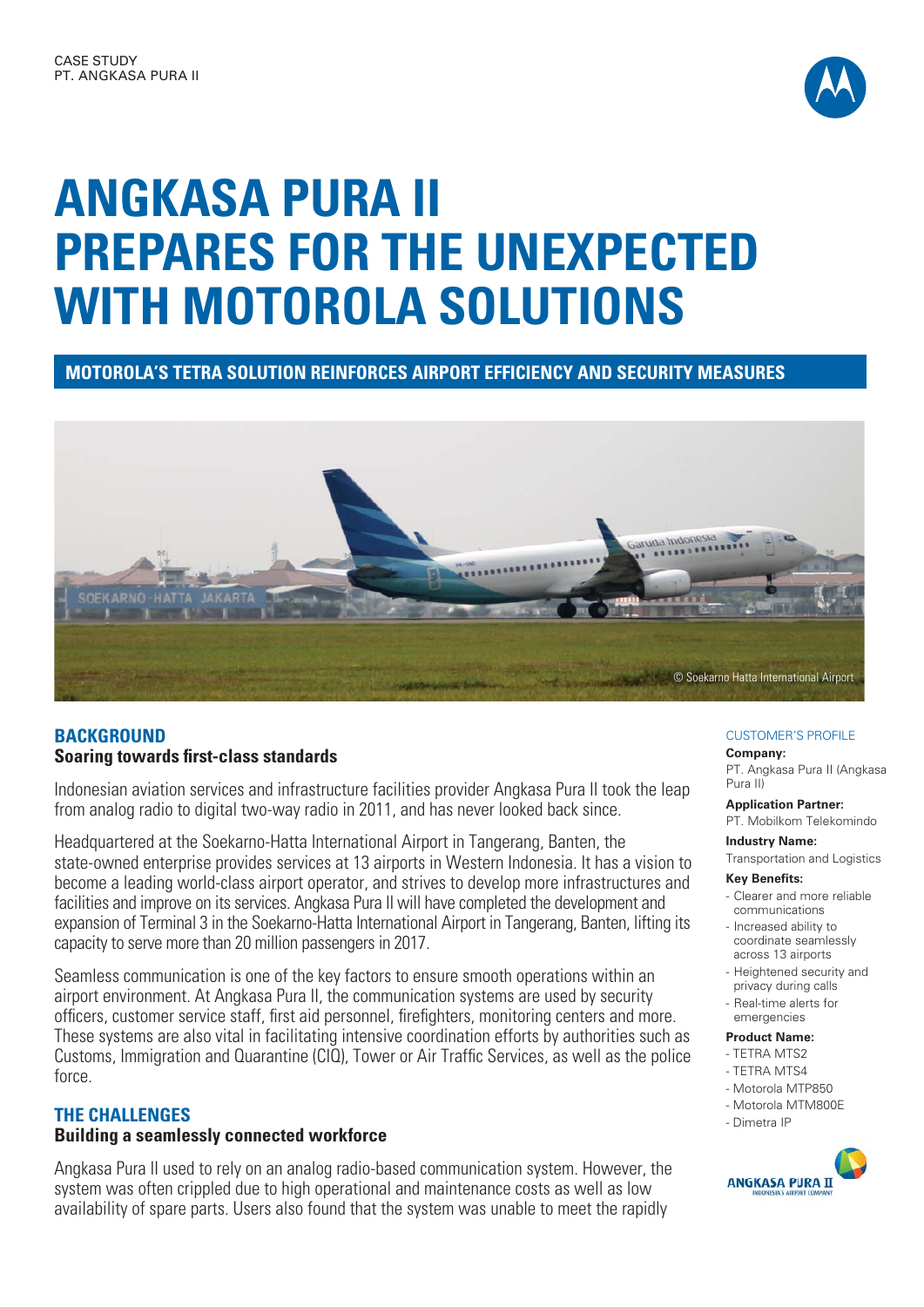CASE STUDY
PT. ANGKASA PURA II

# ANGKASA PURA II PREPARES FOR THE UNEXPECTED WITH MOTOROLA SOLUTIONS

**MOTOROLA'S TETRA SOLUTION REINFORCES AIRPORT EFFICIENCY AND SECURITY MEASURES**

© Soekarno Hatta International Airport

## BACKGROUND

### Soaring towards first-class standards

Indonesian aviation services and infrastructure facilities provider Angkasa Pura II took the leap from analog radio to digital two-way radio in 2011, and has never looked back since.

Headquartered at the Soekarno-Hatta International Airport in Tangerang, Banten, the state-owned enterprise provides services at 13 airports in Western Indonesia. It has a vision to become a leading world-class airport operator, and strives to develop more infrastructures and facilities and improve on its services. Angkasa Pura II will have completed the development and expansion of Terminal 3 in the Soekarno-Hatta International Airport in Tangerang, Banten, lifting its capacity to serve more than 20 million passengers in 2017.

Seamless communication is one of the key factors to ensure smooth operations within an airport environment. At Angkasa Pura II, the communication systems are used by security officers, customer service staff, first aid personnel, firefighters, monitoring centers and more. These systems are also vital in facilitating intensive coordination efforts by authorities such as Customs, Immigration and Quarantine (CIQ), Tower or Air Traffic Services, as well as the police force.

## THE CHALLENGES

### Building a seamlessly connected workforce

Angkasa Pura II used to rely on an analog radio-based communication system. However, the system was often crippled due to high operational and maintenance costs as well as low availability of spare parts. Users also found that the system was unable to meet the rapidly

CUSTOMER'S PROFILE

**Company:**
PT. Angkasa Pura II (Angkasa Pura II)

**Application Partner:**
PT. Mobilkom Telekomindo

**Industry Name:**
Transportation and Logistics

**Key Benefits:**
- Clearer and more reliable communications
- Increased ability to coordinate seamlessly across 13 airports
- Heightened security and privacy during calls
- Real-time alerts for emergencies

**Product Name:**
- TETRA MTS2
- TETRA MTS4
- Motorola MTP850
- Motorola MTM800E
- Dimetra IP

ANGKASA PURA II
INDONESIA'S AIRPORT COMPANY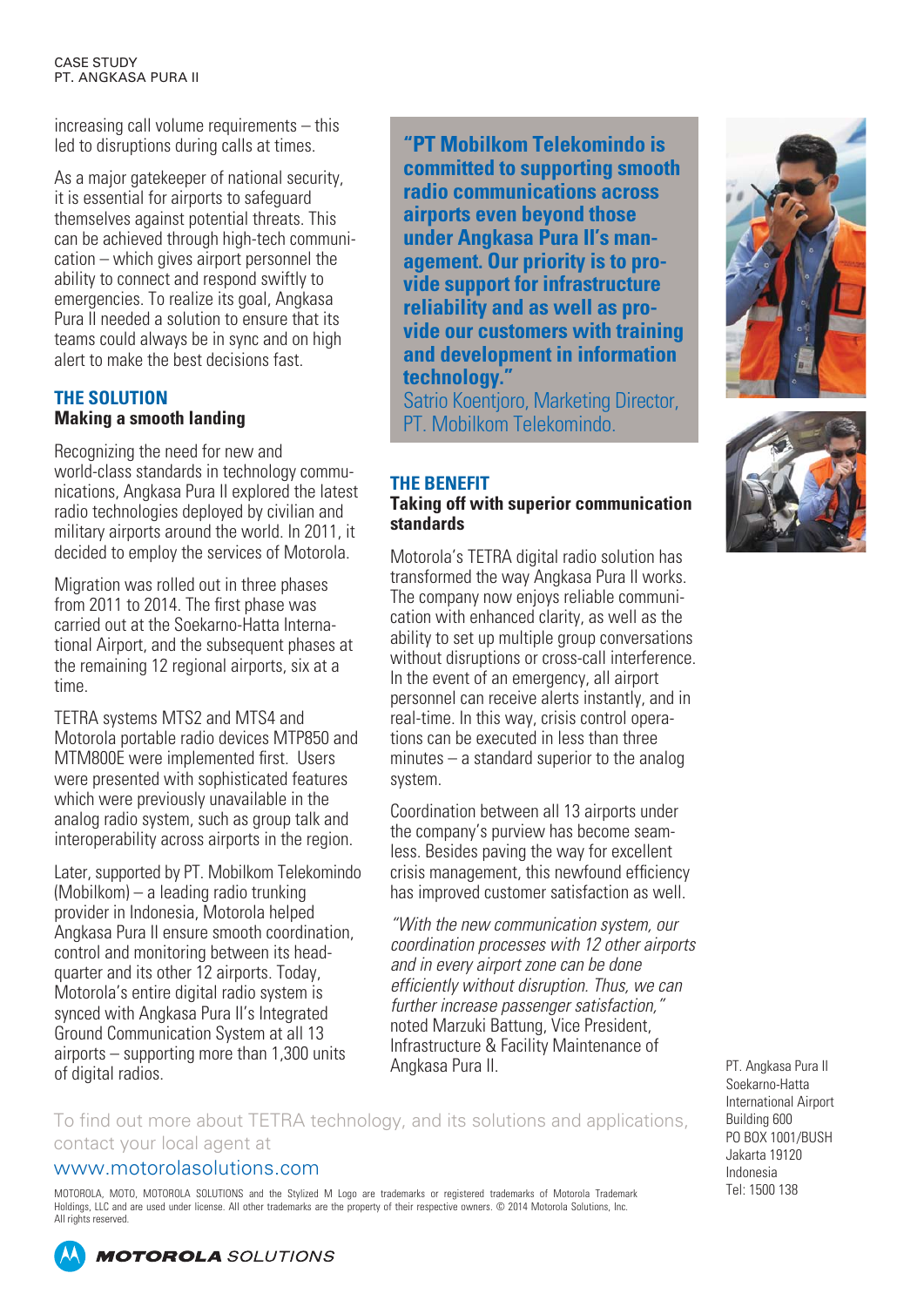increasing call volume requirements – this led to disruptions during calls at times.

As a major gatekeeper of national security, it is essential for airports to safeguard themselves against potential threats. This can be achieved through high-tech communication – which gives airport personnel the ability to connect and respond swiftly to emergencies. To realize its goal, Angkasa Pura II needed a solution to ensure that its teams could always be in sync and on high alert to make the best decisions fast.

## THE SOLUTION

### Making a smooth landing

Recognizing the need for new and world-class standards in technology communications, Angkasa Pura II explored the latest radio technologies deployed by civilian and military airports around the world. In 2011, it decided to employ the services of Motorola.

Migration was rolled out in three phases from 2011 to 2014. The first phase was carried out at the Soekarno-Hatta International Airport, and the subsequent phases at the remaining 12 regional airports, six at a time.

TETRA systems MTS2 and MTS4 and Motorola portable radio devices MTP850 and MTM800E were implemented first. Users were presented with sophisticated features which were previously unavailable in the analog radio system, such as group talk and interoperability across airports in the region.

Later, supported by PT. Mobilkom Telekomindo (Mobilkom) – a leading radio trunking provider in Indonesia, Motorola helped Angkasa Pura II ensure smooth coordination, control and monitoring between its headquarter and its other 12 airports. Today, Motorola's entire digital radio system is synced with Angkasa Pura II's Integrated Ground Communication System at all 13 airports – supporting more than 1,300 units of digital radios.

> **"PT Mobilkom Telekomindo is committed to supporting smooth radio communications across airports even beyond those under Angkasa Pura II's management. Our priority is to provide support for infrastructure reliability and as well as provide our customers with training and development in information technology."**
> Satrio Koentjoro, Marketing Director, PT. Mobilkom Telekomindo.

## THE BENEFIT

### Taking off with superior communication standards

Motorola's TETRA digital radio solution has transformed the way Angkasa Pura II works. The company now enjoys reliable communication with enhanced clarity, as well as the ability to set up multiple group conversations without disruptions or cross-call interference. In the event of an emergency, all airport personnel can receive alerts instantly, and in real-time. In this way, crisis control operations can be executed in less than three minutes – a standard superior to the analog system.

Coordination between all 13 airports under the company's purview has become seamless. Besides paving the way for excellent crisis management, this newfound efficiency has improved customer satisfaction as well.

*"With the new communication system, our coordination processes with 12 other airports and in every airport zone can be done efficiently without disruption. Thus, we can further increase passenger satisfaction,"* noted Marzuki Battung, Vice President, Infrastructure & Facility Maintenance of Angkasa Pura II.

PT. Angkasa Pura II
Soekarno-Hatta International Airport
Building 600
PO BOX 1001/BUSH
Jakarta 19120
Indonesia
Tel: 1500 138

To find out more about TETRA technology, and its solutions and applications, contact your local agent at

www.motorolasolutions.com

MOTOROLA, MOTO, MOTOROLA SOLUTIONS and the Stylized M Logo are trademarks or registered trademarks of Motorola Trademark Holdings, LLC and are used under license. All other trademarks are the property of their respective owners. © 2014 Motorola Solutions, Inc. All rights reserved.